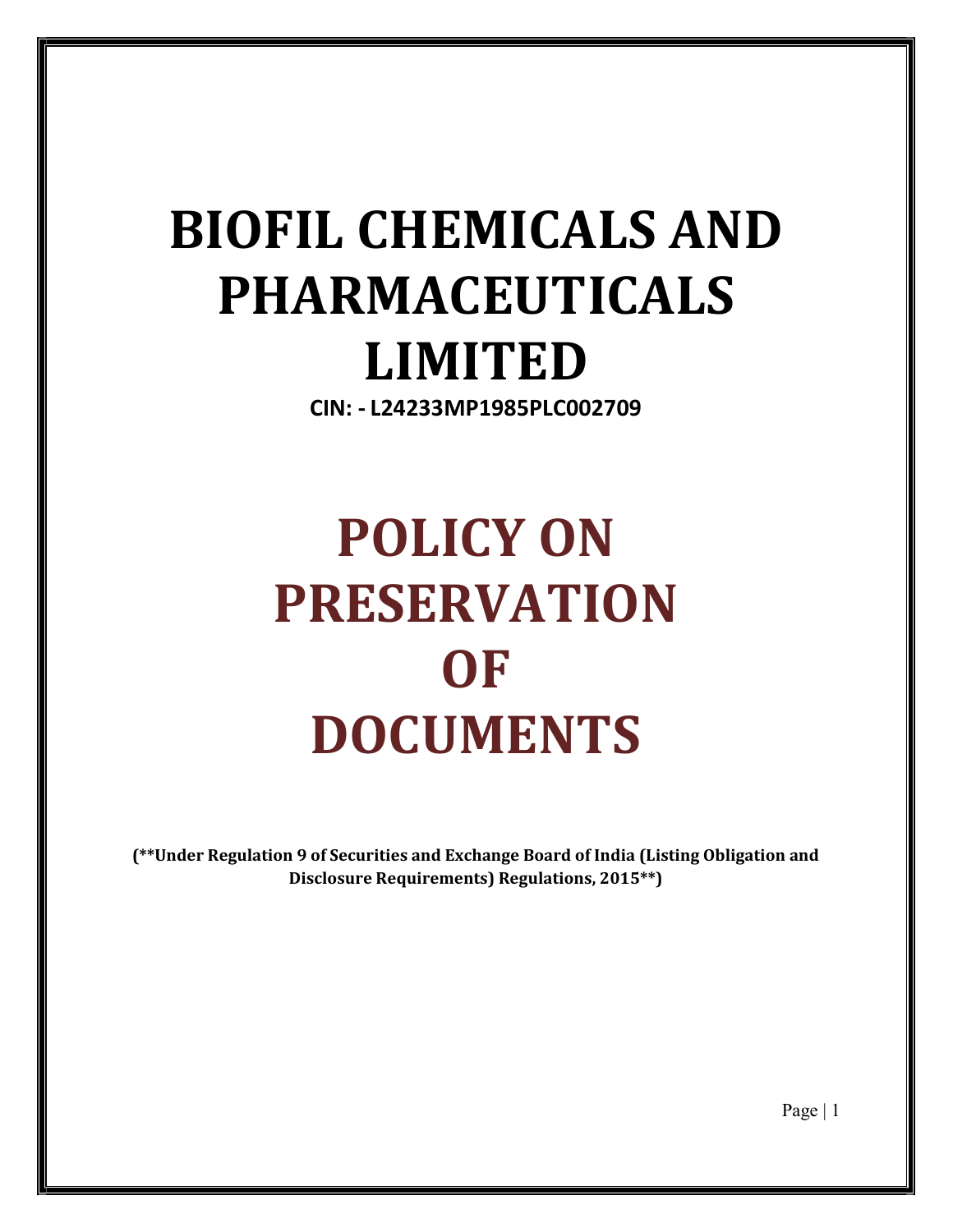# BIOFIL CHEMICALS AND PHARMACEUTICALS LIMITED

**CIN: - L24233MP1985PLC002709**

# POLICY ON PRESERVATION OF DOCUMENTS

**(**Under Regulation 9 of Securities and Exchange Board of India (Listing Obligation and Disclosure Requirements) Regulations, 2015**)**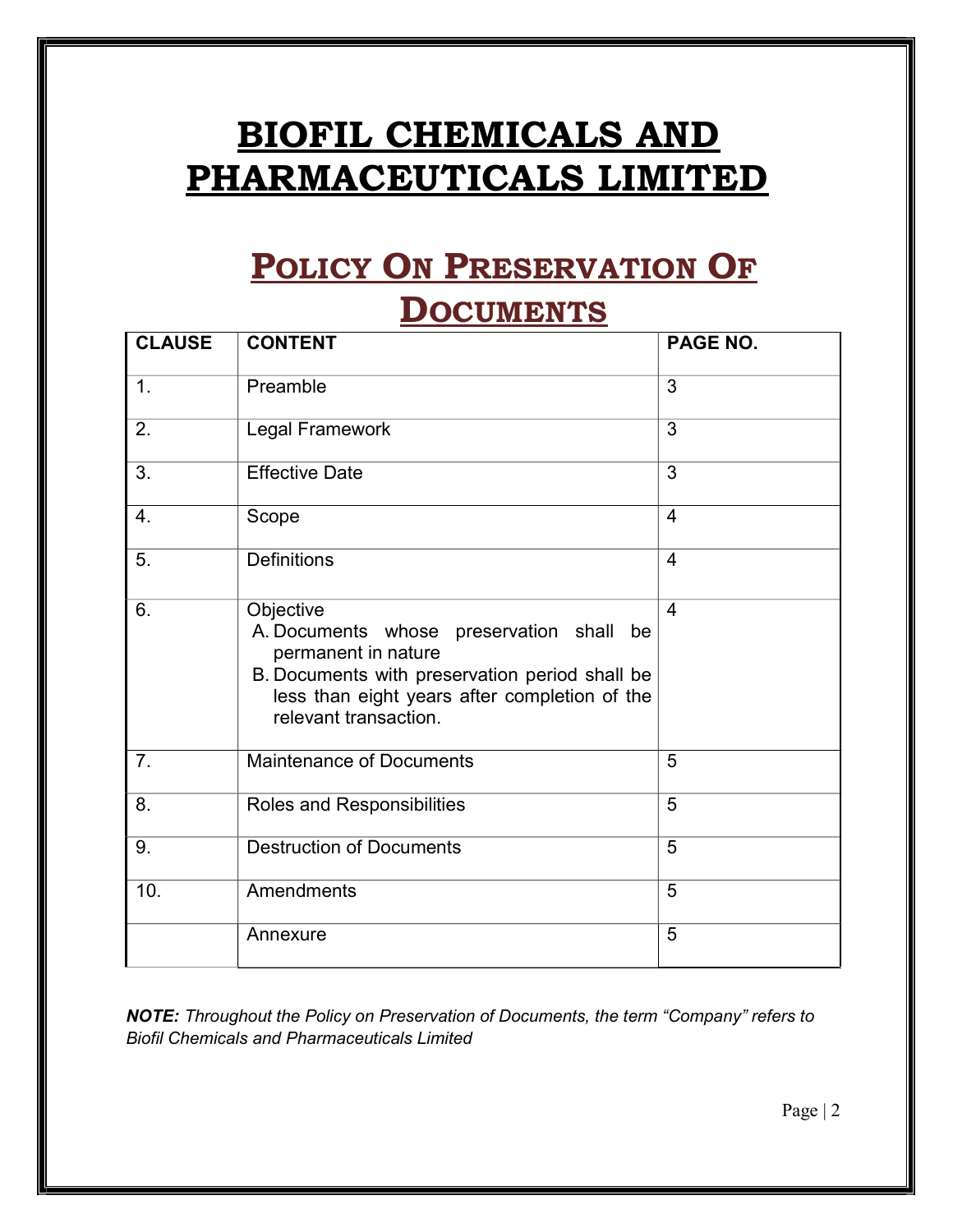# BIOFIL CHEMICALS AND PHARMACEUTICALS LIMITED

## POLICY ON PRESERVATION OF DOCUMENTS

| CLAUSE | CONTENT | PAGE NO. |
| --- | --- | --- |
| 1. | Preamble | 3 |
| 2. | Legal Framework | 3 |
| 3. | Effective Date | 3 |
| 4. | Scope | 4 |
| 5. | Definitions | 4 |
| 6. | Objective<br>A. Documents whose preservation shall be permanent in nature<br>B. Documents with preservation period shall be less than eight years after completion of the relevant transaction. | 4 |
| 7. | Maintenance of Documents | 5 |
| 8. | Roles and Responsibilities | 5 |
| 9. | Destruction of Documents | 5 |
| 10. | Amendments | 5 |
| | Annexure | 5 |

***NOTE:** Throughout the Policy on Preservation of Documents, the term "Company" refers to Biofil Chemicals and Pharmaceuticals Limited*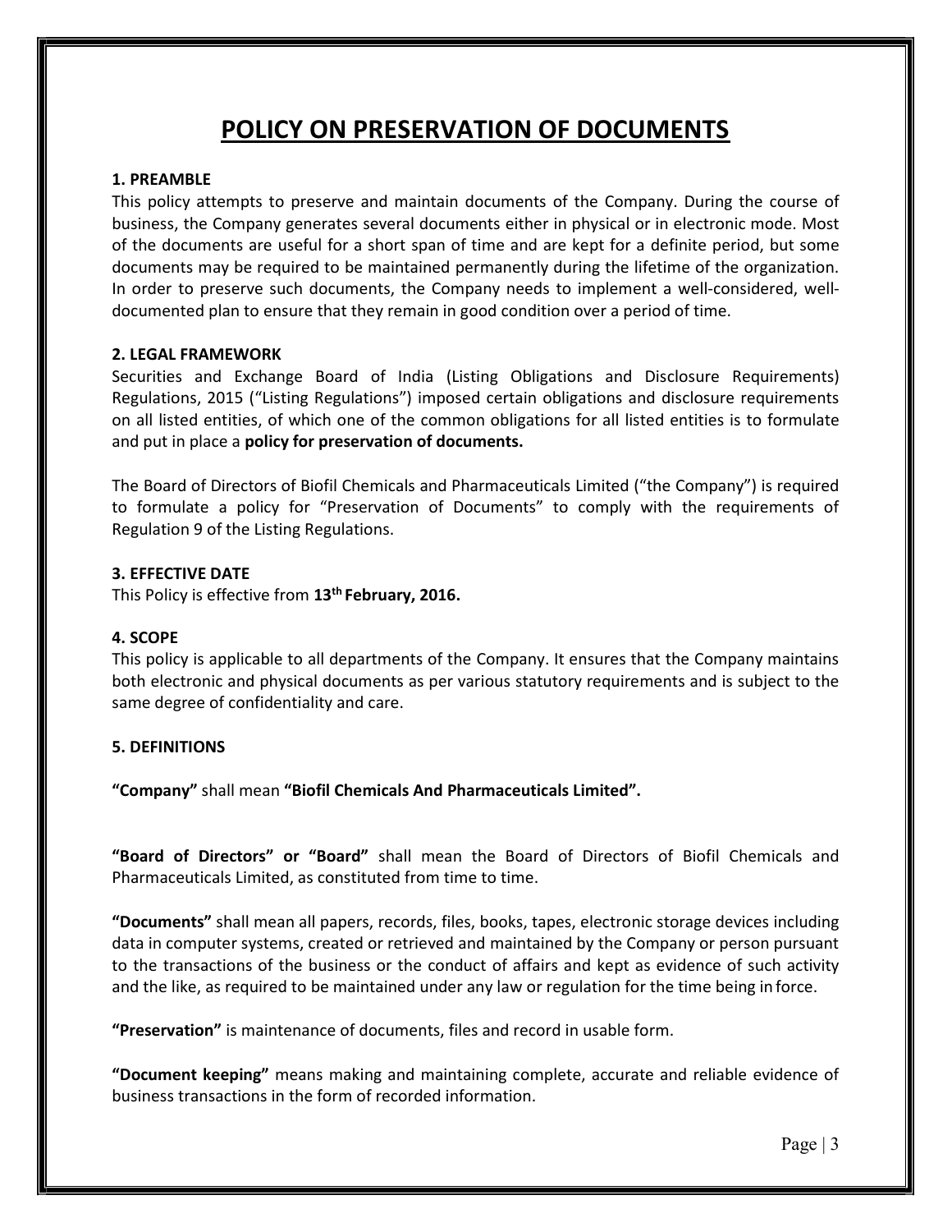# POLICY ON PRESERVATION OF DOCUMENTS

**1. PREAMBLE**

This policy attempts to preserve and maintain documents of the Company. During the course of business, the Company generates several documents either in physical or in electronic mode. Most of the documents are useful for a short span of time and are kept for a definite period, but some documents may be required to be maintained permanently during the lifetime of the organization. In order to preserve such documents, the Company needs to implement a well-considered, well-documented plan to ensure that they remain in good condition over a period of time.

**2. LEGAL FRAMEWORK**

Securities and Exchange Board of India (Listing Obligations and Disclosure Requirements) Regulations, 2015 ("Listing Regulations") imposed certain obligations and disclosure requirements on all listed entities, of which one of the common obligations for all listed entities is to formulate and put in place a **policy for preservation of documents.**

The Board of Directors of Biofil Chemicals and Pharmaceuticals Limited ("the Company") is required to formulate a policy for "Preservation of Documents" to comply with the requirements of Regulation 9 of the Listing Regulations.

**3. EFFECTIVE DATE**

This Policy is effective from **13th February, 2016.**

**4. SCOPE**

This policy is applicable to all departments of the Company. It ensures that the Company maintains both electronic and physical documents as per various statutory requirements and is subject to the same degree of confidentiality and care.

**5. DEFINITIONS**

**"Company"** shall mean **"Biofil Chemicals And Pharmaceuticals Limited".**

**"Board of Directors" or "Board"** shall mean the Board of Directors of Biofil Chemicals and Pharmaceuticals Limited, as constituted from time to time.

**"Documents"** shall mean all papers, records, files, books, tapes, electronic storage devices including data in computer systems, created or retrieved and maintained by the Company or person pursuant to the transactions of the business or the conduct of affairs and kept as evidence of such activity and the like, as required to be maintained under any law or regulation for the time being in force.

**"Preservation"** is maintenance of documents, files and record in usable form.

**"Document keeping"** means making and maintaining complete, accurate and reliable evidence of business transactions in the form of recorded information.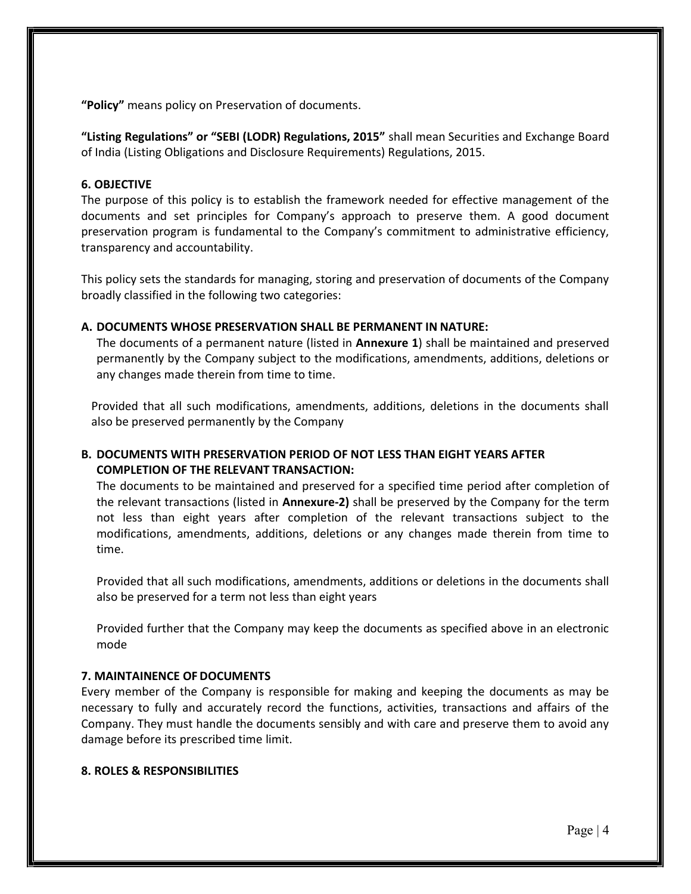**"Policy"** means policy on Preservation of documents.

**"Listing Regulations" or "SEBI (LODR) Regulations, 2015"** shall mean Securities and Exchange Board of India (Listing Obligations and Disclosure Requirements) Regulations, 2015.

## 6. OBJECTIVE

The purpose of this policy is to establish the framework needed for effective management of the documents and set principles for Company's approach to preserve them. A good document preservation program is fundamental to the Company's commitment to administrative efficiency, transparency and accountability.

This policy sets the standards for managing, storing and preservation of documents of the Company broadly classified in the following two categories:

### A. DOCUMENTS WHOSE PRESERVATION SHALL BE PERMANENT IN NATURE:

The documents of a permanent nature (listed in **Annexure 1**) shall be maintained and preserved permanently by the Company subject to the modifications, amendments, additions, deletions or any changes made therein from time to time.

Provided that all such modifications, amendments, additions, deletions in the documents shall also be preserved permanently by the Company

### B. DOCUMENTS WITH PRESERVATION PERIOD OF NOT LESS THAN EIGHT YEARS AFTER COMPLETION OF THE RELEVANT TRANSACTION:

The documents to be maintained and preserved for a specified time period after completion of the relevant transactions (listed in **Annexure-2)** shall be preserved by the Company for the term not less than eight years after completion of the relevant transactions subject to the modifications, amendments, additions, deletions or any changes made therein from time to time.

Provided that all such modifications, amendments, additions or deletions in the documents shall also be preserved for a term not less than eight years

Provided further that the Company may keep the documents as specified above in an electronic mode

## 7. MAINTAINENCE OF DOCUMENTS

Every member of the Company is responsible for making and keeping the documents as may be necessary to fully and accurately record the functions, activities, transactions and affairs of the Company. They must handle the documents sensibly and with care and preserve them to avoid any damage before its prescribed time limit.

## 8. ROLES & RESPONSIBILITIES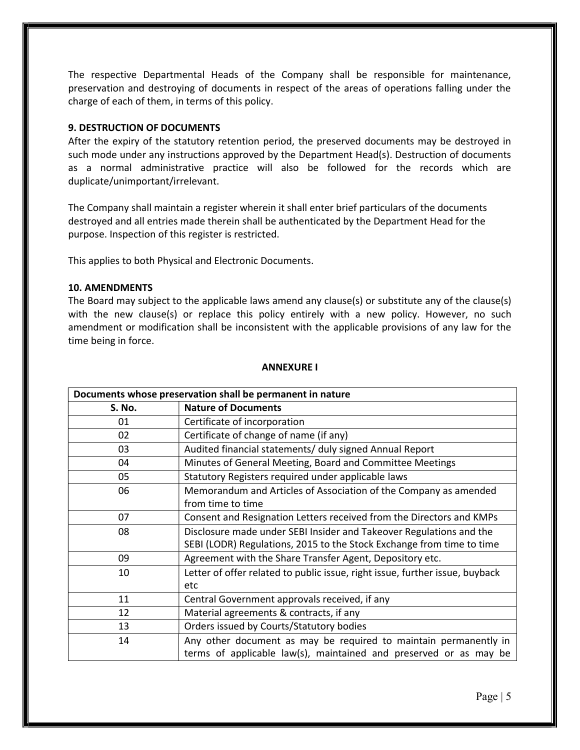The respective Departmental Heads of the Company shall be responsible for maintenance, preservation and destroying of documents in respect of the areas of operations falling under the charge of each of them, in terms of this policy.

**9. DESTRUCTION OF DOCUMENTS**

After the expiry of the statutory retention period, the preserved documents may be destroyed in such mode under any instructions approved by the Department Head(s). Destruction of documents as a normal administrative practice will also be followed for the records which are duplicate/unimportant/irrelevant.

The Company shall maintain a register wherein it shall enter brief particulars of the documents destroyed and all entries made therein shall be authenticated by the Department Head for the purpose. Inspection of this register is restricted.

This applies to both Physical and Electronic Documents.

**10. AMENDMENTS**

The Board may subject to the applicable laws amend any clause(s) or substitute any of the clause(s) with the new clause(s) or replace this policy entirely with a new policy. However, no such amendment or modification shall be inconsistent with the applicable provisions of any law for the time being in force.

**ANNEXURE I**

| **Documents whose preservation shall be permanent in nature** | |
|---|---|
| **S. No.** | **Nature of Documents** |
| 01 | Certificate of incorporation |
| 02 | Certificate of change of name (if any) |
| 03 | Audited financial statements/ duly signed Annual Report |
| 04 | Minutes of General Meeting, Board and Committee Meetings |
| 05 | Statutory Registers required under applicable laws |
| 06 | Memorandum and Articles of Association of the Company as amended from time to time |
| 07 | Consent and Resignation Letters received from the Directors and KMPs |
| 08 | Disclosure made under SEBI Insider and Takeover Regulations and the SEBI (LODR) Regulations, 2015 to the Stock Exchange from time to time |
| 09 | Agreement with the Share Transfer Agent, Depository etc. |
| 10 | Letter of offer related to public issue, right issue, further issue, buyback etc |
| 11 | Central Government approvals received, if any |
| 12 | Material agreements & contracts, if any |
| 13 | Orders issued by Courts/Statutory bodies |
| 14 | Any other document as may be required to maintain permanently in terms of applicable law(s), maintained and preserved or as may be |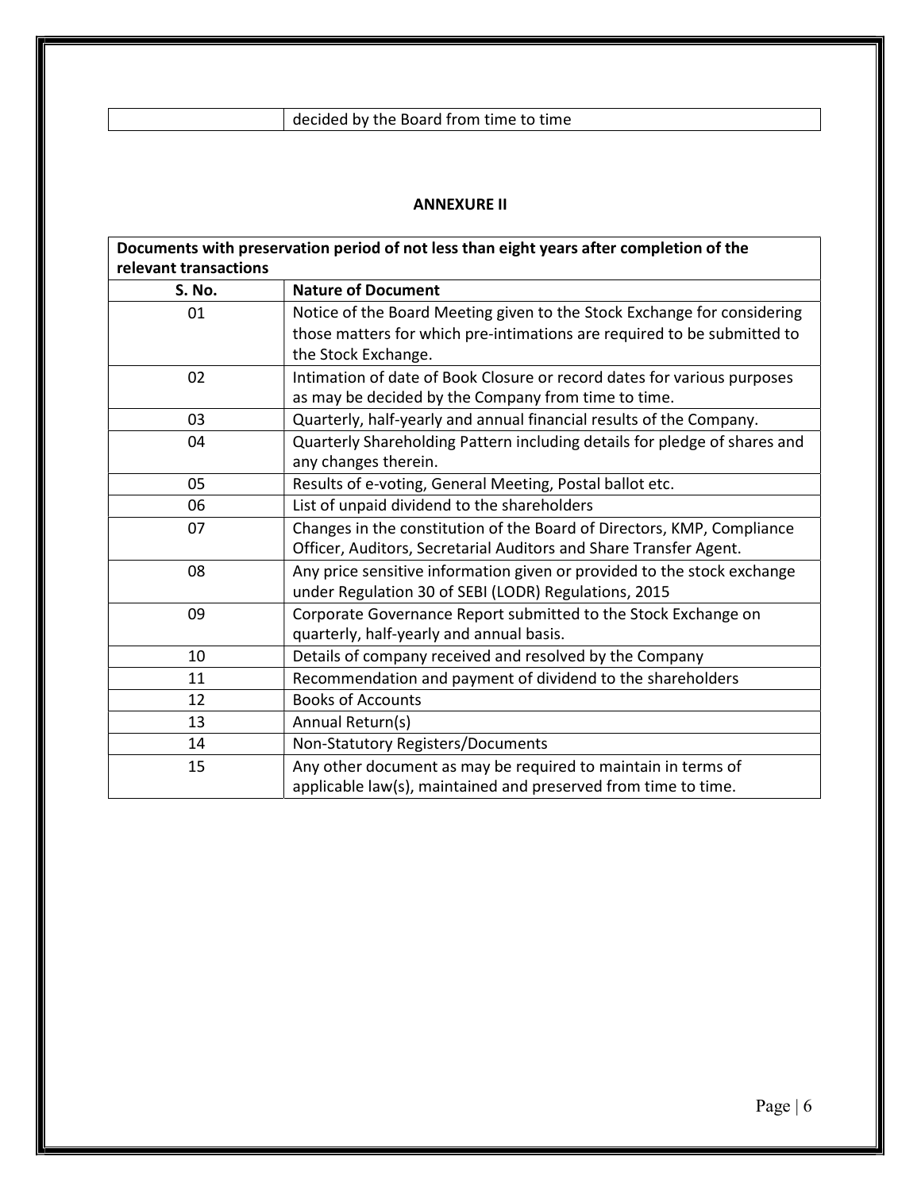| | |
|---|---|
| | decided by the Board from time to time |

## ANNEXURE II

| Documents with preservation period of not less than eight years after completion of the relevant transactions | |
|---|---|
| **S. No.** | **Nature of Document** |
| 01 | Notice of the Board Meeting given to the Stock Exchange for considering those matters for which pre-intimations are required to be submitted to the Stock Exchange. |
| 02 | Intimation of date of Book Closure or record dates for various purposes as may be decided by the Company from time to time. |
| 03 | Quarterly, half-yearly and annual financial results of the Company. |
| 04 | Quarterly Shareholding Pattern including details for pledge of shares and any changes therein. |
| 05 | Results of e-voting, General Meeting, Postal ballot etc. |
| 06 | List of unpaid dividend to the shareholders |
| 07 | Changes in the constitution of the Board of Directors, KMP, Compliance Officer, Auditors, Secretarial Auditors and Share Transfer Agent. |
| 08 | Any price sensitive information given or provided to the stock exchange under Regulation 30 of SEBI (LODR) Regulations, 2015 |
| 09 | Corporate Governance Report submitted to the Stock Exchange on quarterly, half-yearly and annual basis. |
| 10 | Details of company received and resolved by the Company |
| 11 | Recommendation and payment of dividend to the shareholders |
| 12 | Books of Accounts |
| 13 | Annual Return(s) |
| 14 | Non-Statutory Registers/Documents |
| 15 | Any other document as may be required to maintain in terms of applicable law(s), maintained and preserved from time to time. |